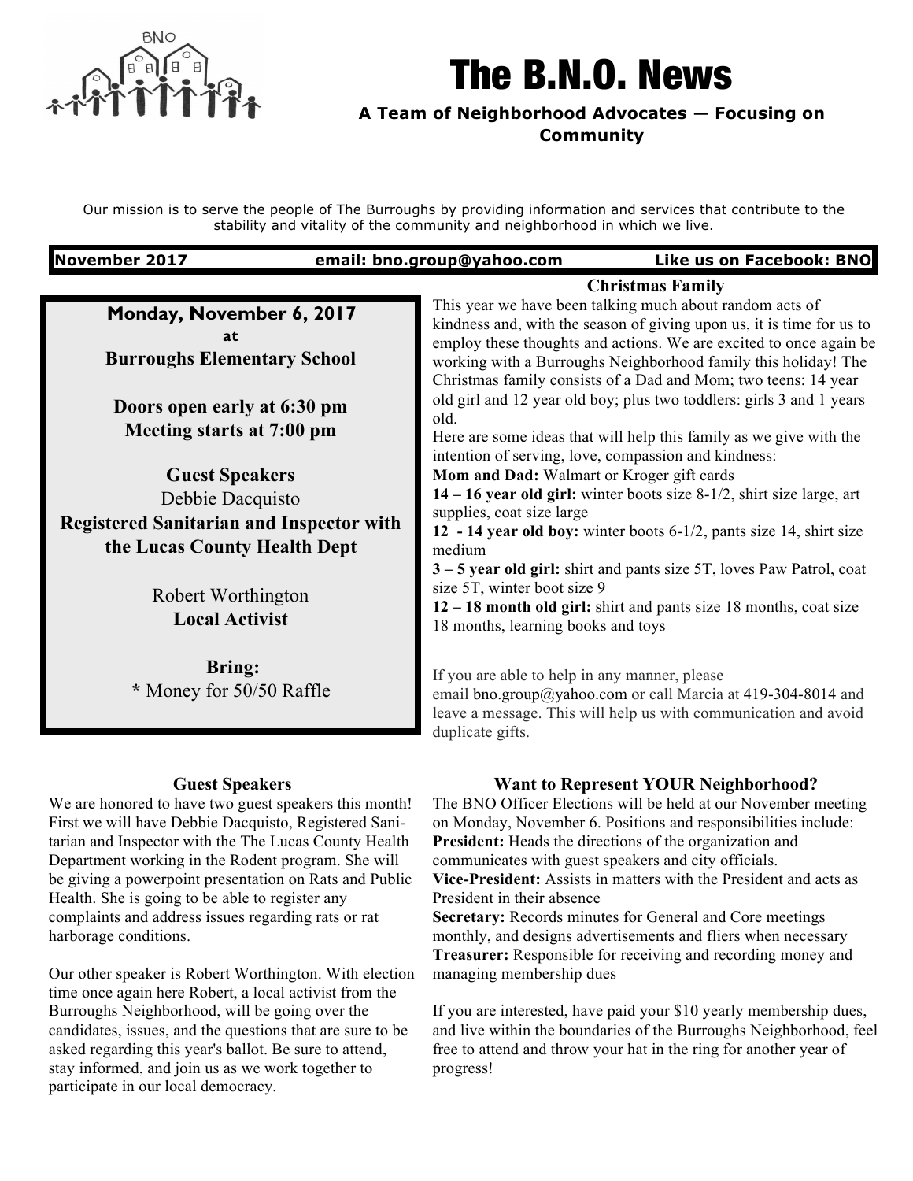# The B.N.O. News

**A Team of Neighborhood Advocates — Focusing on Community**

Our mission is to serve the people of The Burroughs by providing information and services that contribute to the stability and vitality of the community and neighborhood in which we live.

**November 2017** | **email: bno.group@yahoo.com** | **Like us on Facebook: BNO**

**Monday, November 6, 2017**
**at**
**Burroughs Elementary School**

**Doors open early at 6:30 pm**
**Meeting starts at 7:00 pm**

**Guest Speakers**
Debbie Dacquisto
**Registered Sanitarian and Inspector with the Lucas County Health Dept**

Robert Worthington
**Local Activist**

**Bring:**
**\*** Money for 50/50 Raffle

## Christmas Family

This year we have been talking much about random acts of kindness and, with the season of giving upon us, it is time for us to employ these thoughts and actions. We are excited to once again be working with a Burroughs Neighborhood family this holiday! The Christmas family consists of a Dad and Mom; two teens: 14 year old girl and 12 year old boy; plus two toddlers: girls 3 and 1 years old.

Here are some ideas that will help this family as we give with the intention of serving, love, compassion and kindness:

**Mom and Dad:** Walmart or Kroger gift cards
**14 – 16 year old girl:** winter boots size 8-1/2, shirt size large, art supplies, coat size large
**12 - 14 year old boy:** winter boots 6-1/2, pants size 14, shirt size medium
**3 – 5 year old girl:** shirt and pants size 5T, loves Paw Patrol, coat size 5T, winter boot size 9
**12 – 18 month old girl:** shirt and pants size 18 months, coat size 18 months, learning books and toys

If you are able to help in any manner, please email bno.group@yahoo.com or call Marcia at 419-304-8014 and leave a message. This will help us with communication and avoid duplicate gifts.

## Guest Speakers

We are honored to have two guest speakers this month! First we will have Debbie Dacquisto, Registered Sanitarian and Inspector with the The Lucas County Health Department working in the Rodent program. She will be giving a powerpoint presentation on Rats and Public Health. She is going to be able to register any complaints and address issues regarding rats or rat harborage conditions.

Our other speaker is Robert Worthington. With election time once again here Robert, a local activist from the Burroughs Neighborhood, will be going over the candidates, issues, and the questions that are sure to be asked regarding this year's ballot. Be sure to attend, stay informed, and join us as we work together to participate in our local democracy.

## Want to Represent YOUR Neighborhood?

The BNO Officer Elections will be held at our November meeting on Monday, November 6. Positions and responsibilities include:

**President:** Heads the directions of the organization and communicates with guest speakers and city officials.
**Vice-President:** Assists in matters with the President and acts as President in their absence
**Secretary:** Records minutes for General and Core meetings monthly, and designs advertisements and fliers when necessary
**Treasurer:** Responsible for receiving and recording money and managing membership dues

If you are interested, have paid your $10 yearly membership dues, and live within the boundaries of the Burroughs Neighborhood, feel free to attend and throw your hat in the ring for another year of progress!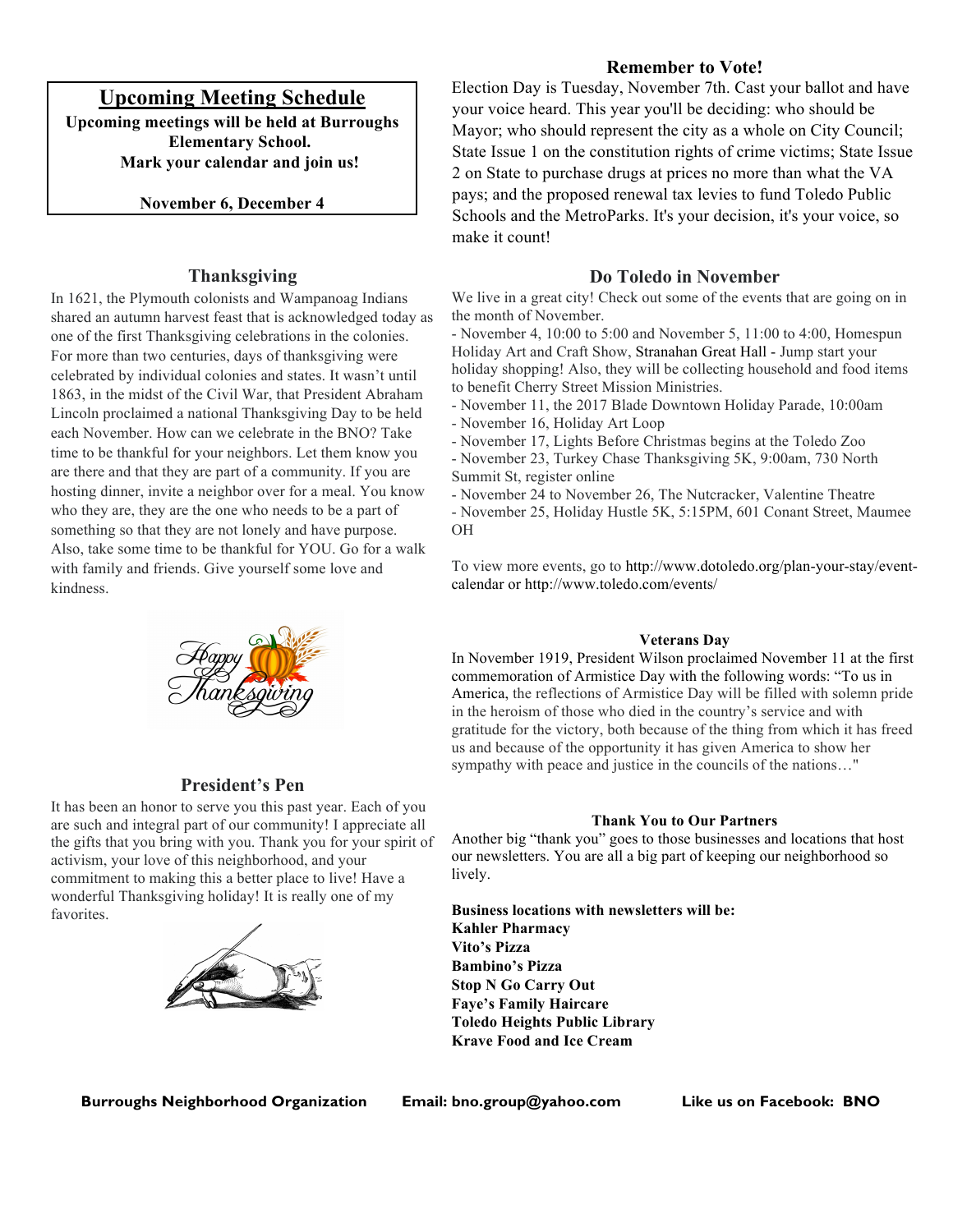## Upcoming Meeting Schedule

**Upcoming meetings will be held at Burroughs Elementary School.**
**Mark your calendar and join us!**

**November 6, December 4**

## Thanksgiving

In 1621, the Plymouth colonists and Wampanoag Indians shared an autumn harvest feast that is acknowledged today as one of the first Thanksgiving celebrations in the colonies. For more than two centuries, days of thanksgiving were celebrated by individual colonies and states. It wasn't until 1863, in the midst of the Civil War, that President Abraham Lincoln proclaimed a national Thanksgiving Day to be held each November. How can we celebrate in the BNO? Take time to be thankful for your neighbors. Let them know you are there and that they are part of a community. If you are hosting dinner, invite a neighbor over for a meal. You know who they are, they are the one who needs to be a part of something so that they are not lonely and have purpose. Also, take some time to be thankful for YOU. Go for a walk with family and friends. Give yourself some love and kindness.

## President's Pen

It has been an honor to serve you this past year. Each of you are such and integral part of our community! I appreciate all the gifts that you bring with you. Thank you for your spirit of activism, your love of this neighborhood, and your commitment to making this a better place to live! Have a wonderful Thanksgiving holiday! It is really one of my favorites.

## Remember to Vote!

Election Day is Tuesday, November 7th. Cast your ballot and have your voice heard. This year you'll be deciding: who should be Mayor; who should represent the city as a whole on City Council; State Issue 1 on the constitution rights of crime victims; State Issue 2 on State to purchase drugs at prices no more than what the VA pays; and the proposed renewal tax levies to fund Toledo Public Schools and the MetroParks. It's your decision, it's your voice, so make it count!

## Do Toledo in November

We live in a great city! Check out some of the events that are going on in the month of November.

- November 4, 10:00 to 5:00 and November 5, 11:00 to 4:00, Homespun Holiday Art and Craft Show, Stranahan Great Hall - Jump start your holiday shopping! Also, they will be collecting household and food items to benefit Cherry Street Mission Ministries.
- November 11, the 2017 Blade Downtown Holiday Parade, 10:00am
- November 16, Holiday Art Loop
- November 17, Lights Before Christmas begins at the Toledo Zoo
- November 23, Turkey Chase Thanksgiving 5K, 9:00am, 730 North Summit St, register online
- November 24 to November 26, The Nutcracker, Valentine Theatre
- November 25, Holiday Hustle 5K, 5:15PM, 601 Conant Street, Maumee OH

To view more events, go to http://www.dotoledo.org/plan-your-stay/event-calendar or http://www.toledo.com/events/

### Veterans Day

In November 1919, President Wilson proclaimed November 11 at the first commemoration of Armistice Day with the following words: "To us in America, the reflections of Armistice Day will be filled with solemn pride in the heroism of those who died in the country's service and with gratitude for the victory, both because of the thing from which it has freed us and because of the opportunity it has given America to show her sympathy with peace and justice in the councils of the nations…"

### Thank You to Our Partners

Another big "thank you" goes to those businesses and locations that host our newsletters. You are all a big part of keeping our neighborhood so lively.

**Business locations with newsletters will be:**
**Kahler Pharmacy**
**Vito's Pizza**
**Bambino's Pizza**
**Stop N Go Carry Out**
**Faye's Family Haircare**
**Toledo Heights Public Library**
**Krave Food and Ice Cream**

**Burroughs Neighborhood Organization** **Email: bno.group@yahoo.com** **Like us on Facebook: BNO**